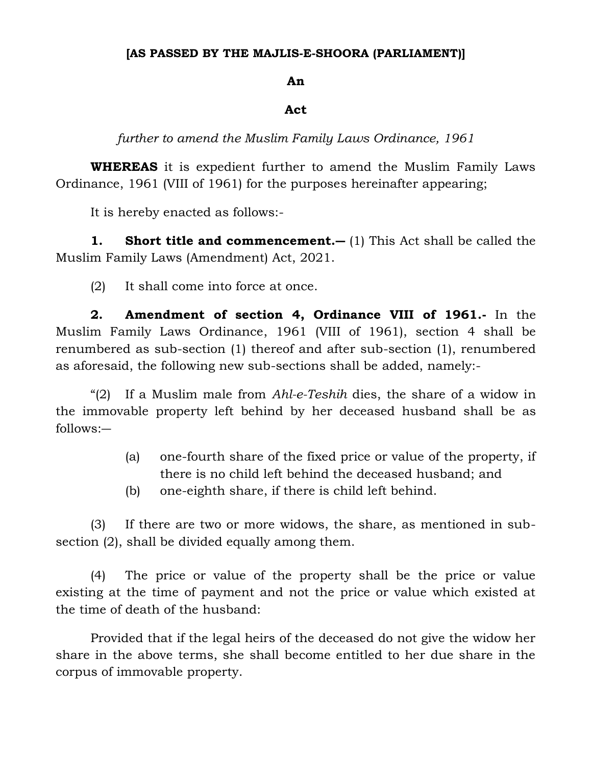**[AS PASSED BY THE MAJLIS-E-SHOORA (PARLIAMENT)]**

# An

# Act

*further to amend the Muslim Family Laws Ordinance, 1961*

**WHEREAS** it is expedient further to amend the Muslim Family Laws Ordinance, 1961 (VIII of 1961) for the purposes hereinafter appearing;

It is hereby enacted as follows:-

**1. Short title and commencement.—** (1) This Act shall be called the Muslim Family Laws (Amendment) Act, 2021.

(2) It shall come into force at once.

**2. Amendment of section 4, Ordinance VIII of 1961.-** In the Muslim Family Laws Ordinance, 1961 (VIII of 1961), section 4 shall be renumbered as sub-section (1) thereof and after sub-section (1), renumbered as aforesaid, the following new sub-sections shall be added, namely:-

"(2) If a Muslim male from *Ahl-e-Teshih* dies, the share of a widow in the immovable property left behind by her deceased husband shall be as follows:—

(a) one-fourth share of the fixed price or value of the property, if there is no child left behind the deceased husband; and

(b) one-eighth share, if there is child left behind.

(3) If there are two or more widows, the share, as mentioned in sub-section (2), shall be divided equally among them.

(4) The price or value of the property shall be the price or value existing at the time of payment and not the price or value which existed at the time of death of the husband:

Provided that if the legal heirs of the deceased do not give the widow her share in the above terms, she shall become entitled to her due share in the corpus of immovable property.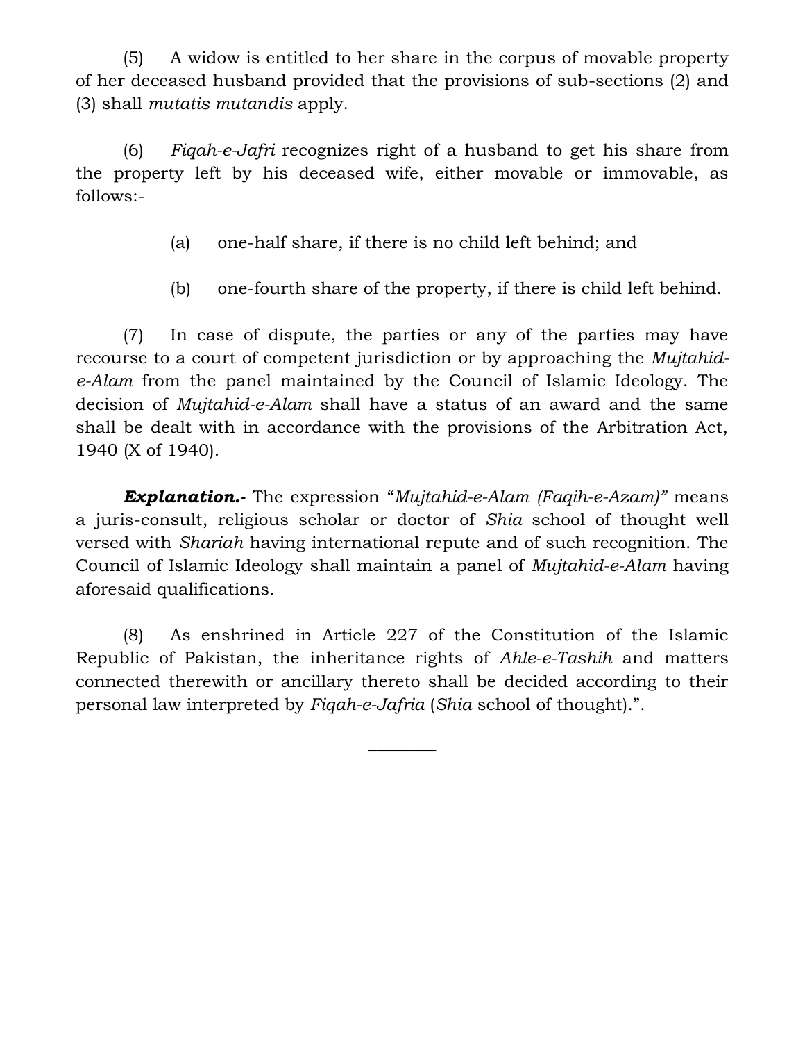(5) A widow is entitled to her share in the corpus of movable property of her deceased husband provided that the provisions of sub-sections (2) and (3) shall *mutatis mutandis* apply.

(6) *Fiqah-e-Jafri* recognizes right of a husband to get his share from the property left by his deceased wife, either movable or immovable, as follows:-

(a) one-half share, if there is no child left behind; and

(b) one-fourth share of the property, if there is child left behind.

(7) In case of dispute, the parties or any of the parties may have recourse to a court of competent jurisdiction or by approaching the *Mujtahid-e-Alam* from the panel maintained by the Council of Islamic Ideology. The decision of *Mujtahid-e-Alam* shall have a status of an award and the same shall be dealt with in accordance with the provisions of the Arbitration Act, 1940 (X of 1940).

***Explanation.-*** The expression "*Mujtahid-e-Alam (Faqih-e-Azam)"* means a juris-consult, religious scholar or doctor of *Shia* school of thought well versed with *Shariah* having international repute and of such recognition. The Council of Islamic Ideology shall maintain a panel of *Mujtahid-e-Alam* having aforesaid qualifications.

(8) As enshrined in Article 227 of the Constitution of the Islamic Republic of Pakistan, the inheritance rights of *Ahle-e-Tashih* and matters connected therewith or ancillary thereto shall be decided according to their personal law interpreted by *Fiqah-e-Jafria* (*Shia* school of thought).".

________